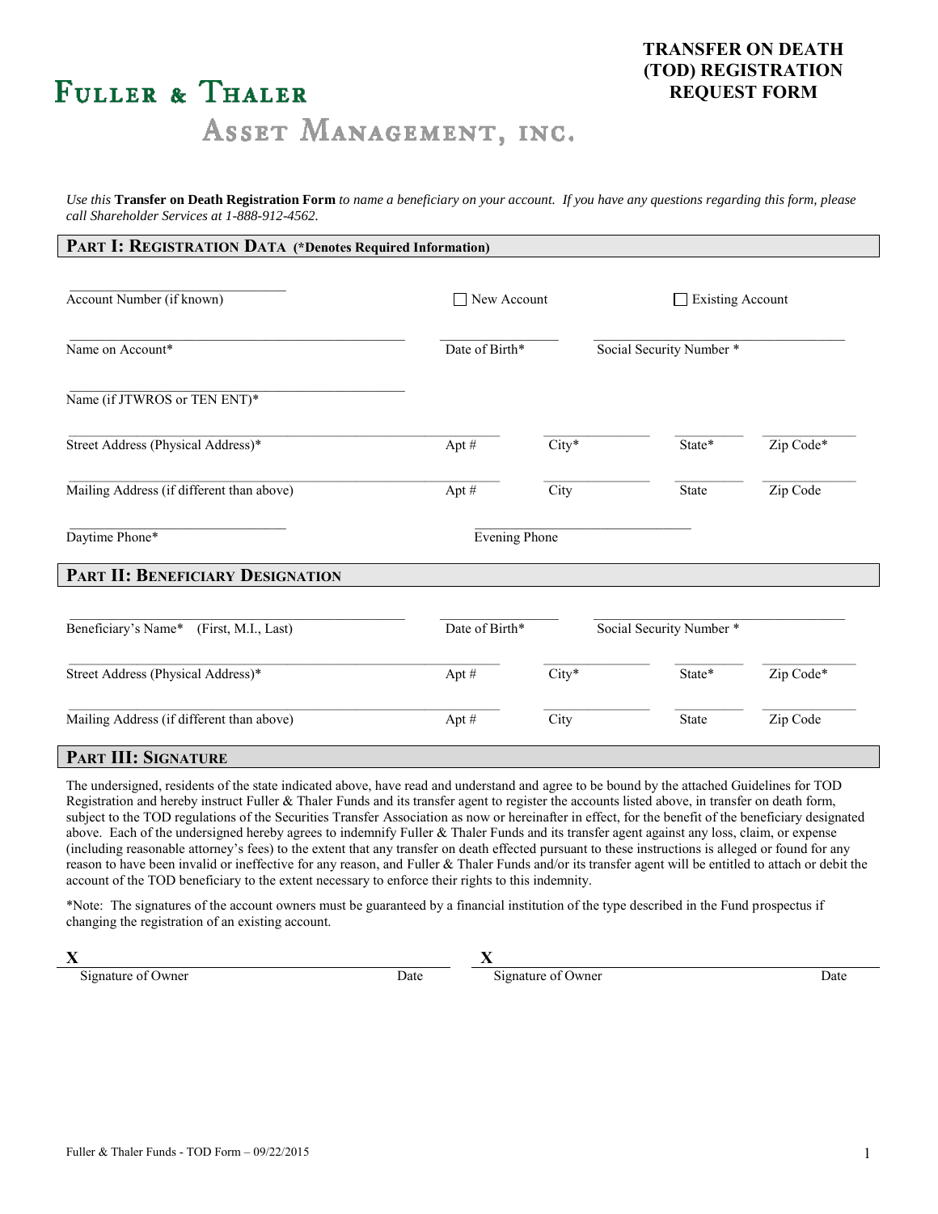# Fuller & Thaler Asset Management, Inc.

## TRANSFER ON DEATH (TOD) REGISTRATION REQUEST FORM

*Use this* **Transfer on Death Registration Form** *to name a beneficiary on your account. If you have any questions regarding this form, please call Shareholder Services at 1-888-912-4562.*

## Part I: Registration Data (*Denotes Required Information)

Account Number (if known) ☐ New Account ☐ Existing Account

Name on Account* | Date of Birth* | Social Security Number *

Name (if JTWROS or TEN ENT)*

Street Address (Physical Address)* | Apt # | City* | State* | Zip Code*

Mailing Address (if different than above) | Apt # | City | State | Zip Code

Daytime Phone* | Evening Phone

## Part II: Beneficiary Designation

Beneficiary's Name* (First, M.I., Last) | Date of Birth* | Social Security Number *

Street Address (Physical Address)* | Apt # | City* | State* | Zip Code*

Mailing Address (if different than above) | Apt # | City | State | Zip Code

## Part III: Signature

The undersigned, residents of the state indicated above, have read and understand and agree to be bound by the attached Guidelines for TOD Registration and hereby instruct Fuller & Thaler Funds and its transfer agent to register the accounts listed above, in transfer on death form, subject to the TOD regulations of the Securities Transfer Association as now or hereinafter in effect, for the benefit of the beneficiary designated above. Each of the undersigned hereby agrees to indemnify Fuller & Thaler Funds and its transfer agent against any loss, claim, or expense (including reasonable attorney's fees) to the extent that any transfer on death effected pursuant to these instructions is alleged or found for any reason to have been invalid or ineffective for any reason, and Fuller & Thaler Funds and/or its transfer agent will be entitled to attach or debit the account of the TOD beneficiary to the extent necessary to enforce their rights to this indemnity.

*Note: The signatures of the account owners must be guaranteed by a financial institution of the type described in the Fund prospectus if changing the registration of an existing account.

**X** ______________________________
Signature of Owner Date

**X** ______________________________
Signature of Owner Date

Fuller & Thaler Funds - TOD Form – 09/22/2015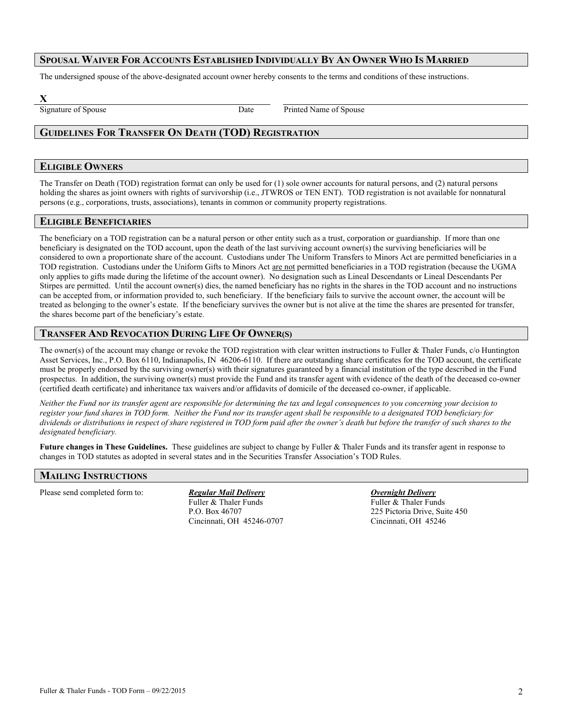## Spousal Waiver For Accounts Established Individually By An Owner Who Is Married

The undersigned spouse of the above-designated account owner hereby consents to the terms and conditions of these instructions.

**X**

Signature of Spouse        Date        Printed Name of Spouse

## Guidelines For Transfer On Death (TOD) Registration

### Eligible Owners

The Transfer on Death (TOD) registration format can only be used for (1) sole owner accounts for natural persons, and (2) natural persons holding the shares as joint owners with rights of survivorship (i.e., JTWROS or TEN ENT). TOD registration is not available for nonnatural persons (e.g., corporations, trusts, associations), tenants in common or community property registrations.

### Eligible Beneficiaries

The beneficiary on a TOD registration can be a natural person or other entity such as a trust, corporation or guardianship. If more than one beneficiary is designated on the TOD account, upon the death of the last surviving account owner(s) the surviving beneficiaries will be considered to own a proportionate share of the account. Custodians under The Uniform Transfers to Minors Act are permitted beneficiaries in a TOD registration. Custodians under the Uniform Gifts to Minors Act are not permitted beneficiaries in a TOD registration (because the UGMA only applies to gifts made during the lifetime of the account owner). No designation such as Lineal Descendants or Lineal Descendants Per Stirpes are permitted. Until the account owner(s) dies, the named beneficiary has no rights in the shares in the TOD account and no instructions can be accepted from, or information provided to, such beneficiary. If the beneficiary fails to survive the account owner, the account will be treated as belonging to the owner's estate. If the beneficiary survives the owner but is not alive at the time the shares are presented for transfer, the shares become part of the beneficiary's estate.

### Transfer And Revocation During Life Of Owner(s)

The owner(s) of the account may change or revoke the TOD registration with clear written instructions to Fuller & Thaler Funds, c/o Huntington Asset Services, Inc., P.O. Box 6110, Indianapolis, IN 46206-6110. If there are outstanding share certificates for the TOD account, the certificate must be properly endorsed by the surviving owner(s) with their signatures guaranteed by a financial institution of the type described in the Fund prospectus. In addition, the surviving owner(s) must provide the Fund and its transfer agent with evidence of the death of the deceased co-owner (certified death certificate) and inheritance tax waivers and/or affidavits of domicile of the deceased co-owner, if applicable.

*Neither the Fund nor its transfer agent are responsible for determining the tax and legal consequences to you concerning your decision to register your fund shares in TOD form. Neither the Fund nor its transfer agent shall be responsible to a designated TOD beneficiary for dividends or distributions in respect of share registered in TOD form paid after the owner's death but before the transfer of such shares to the designated beneficiary.*

**Future changes in These Guidelines.** These guidelines are subject to change by Fuller & Thaler Funds and its transfer agent in response to changes in TOD statutes as adopted in several states and in the Securities Transfer Association's TOD Rules.

## Mailing Instructions

Please send completed form to:

***Regular Mail Delivery***
Fuller & Thaler Funds
P.O. Box 46707
Cincinnati, OH 45246-0707

***Overnight Delivery***
Fuller & Thaler Funds
225 Pictoria Drive, Suite 450
Cincinnati, OH 45246

Fuller & Thaler Funds - TOD Form – 09/22/2015